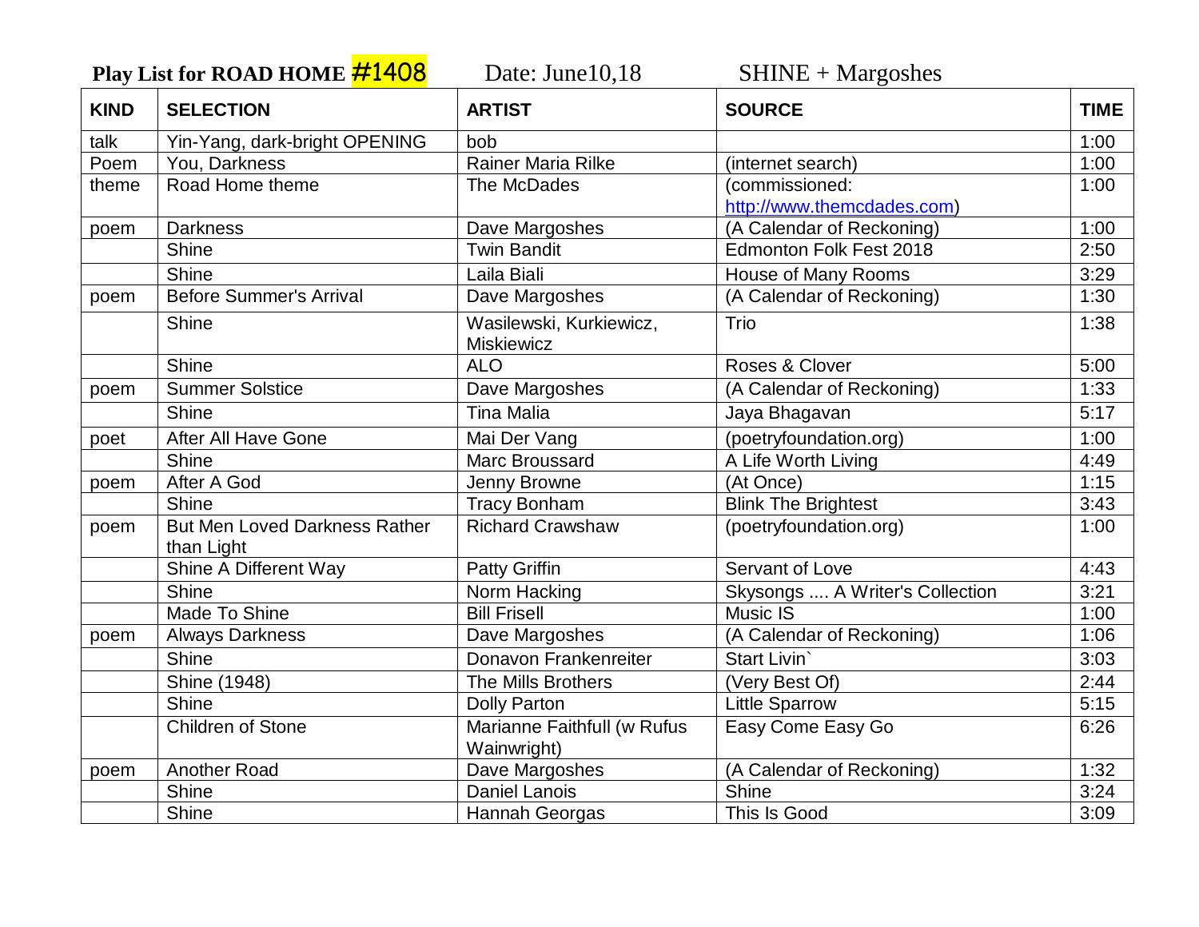**Play List for ROAD HOME #1408** Date: June10,18 SHINE + Margoshes

| KIND | SELECTION | ARTIST | SOURCE | TIME |
|---|---|---|---|---|
| talk | Yin-Yang, dark-bright OPENING | bob | | 1:00 |
| Poem | You, Darkness | Rainer Maria Rilke | (internet search) | 1:00 |
| theme | Road Home theme | The McDades | (commissioned: http://www.themcdades.com) | 1:00 |
| poem | Darkness | Dave Margoshes | (A Calendar of Reckoning) | 1:00 |
| | Shine | Twin Bandit | Edmonton Folk Fest 2018 | 2:50 |
| | Shine | Laila Biali | House of Many Rooms | 3:29 |
| poem | Before Summer's Arrival | Dave Margoshes | (A Calendar of Reckoning) | 1:30 |
| | Shine | Wasilewski, Kurkiewicz, Miskiewicz | Trio | 1:38 |
| | Shine | ALO | Roses & Clover | 5:00 |
| poem | Summer Solstice | Dave Margoshes | (A Calendar of Reckoning) | 1:33 |
| | Shine | Tina Malia | Jaya Bhagavan | 5:17 |
| poet | After All Have Gone | Mai Der Vang | (poetryfoundation.org) | 1:00 |
| | Shine | Marc Broussard | A Life Worth Living | 4:49 |
| poem | After A God | Jenny Browne | (At Once) | 1:15 |
| | Shine | Tracy Bonham | Blink The Brightest | 3:43 |
| poem | But Men Loved Darkness Rather than Light | Richard Crawshaw | (poetryfoundation.org) | 1:00 |
| | Shine A Different Way | Patty Griffin | Servant of Love | 4:43 |
| | Shine | Norm Hacking | Skysongs .... A Writer's Collection | 3:21 |
| | Made To Shine | Bill Frisell | Music IS | 1:00 |
| poem | Always Darkness | Dave Margoshes | (A Calendar of Reckoning) | 1:06 |
| | Shine | Donavon Frankenreiter | Start Livin` | 3:03 |
| | Shine (1948) | The Mills Brothers | (Very Best Of) | 2:44 |
| | Shine | Dolly Parton | Little Sparrow | 5:15 |
| | Children of Stone | Marianne Faithfull (w Rufus Wainwright) | Easy Come Easy Go | 6:26 |
| poem | Another Road | Dave Margoshes | (A Calendar of Reckoning) | 1:32 |
| | Shine | Daniel Lanois | Shine | 3:24 |
| | Shine | Hannah Georgas | This Is Good | 3:09 |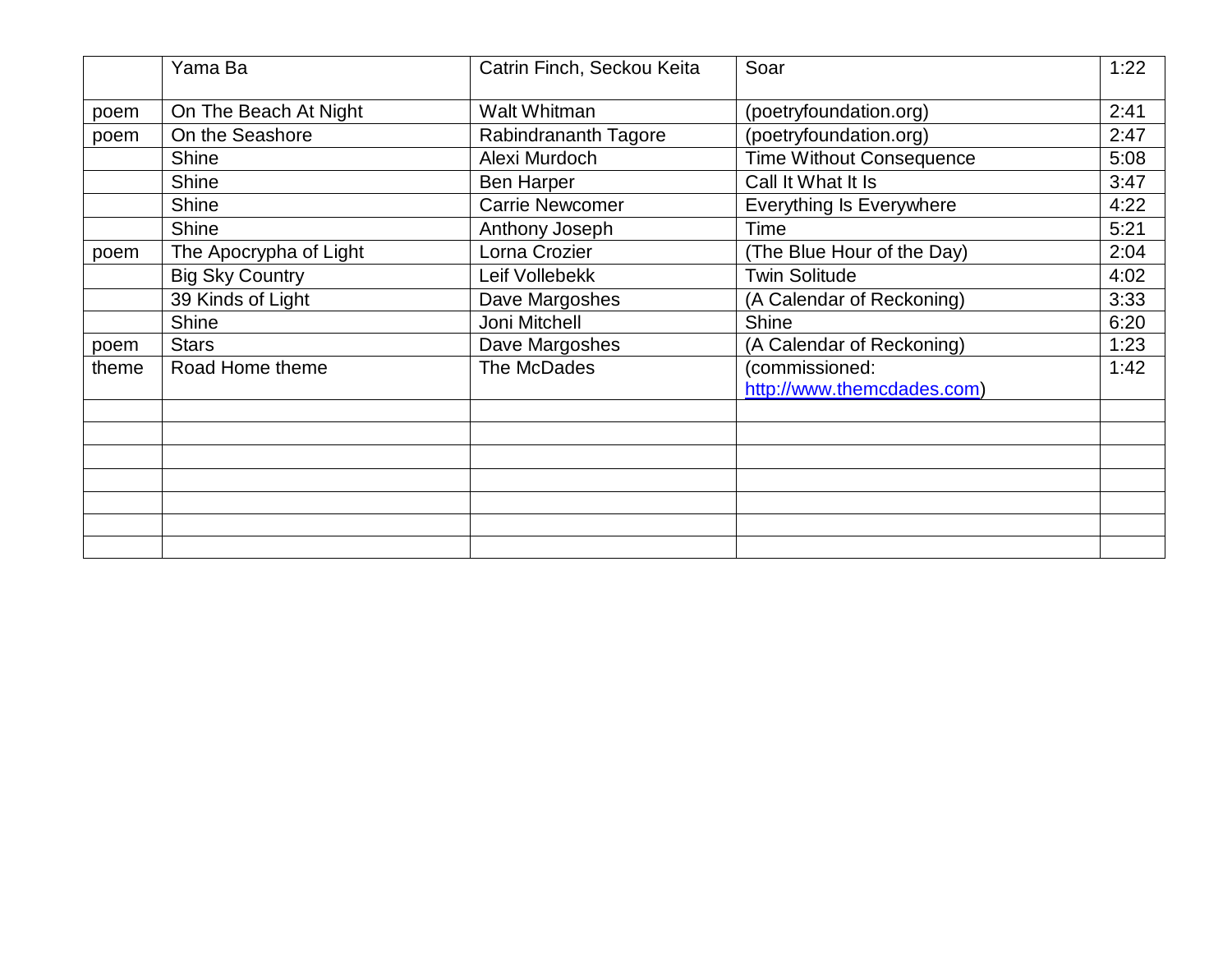| | | | | |
|---|---|---|---|---|
| | Yama Ba | Catrin Finch, Seckou Keita | Soar | 1:22 |
| poem | On The Beach At Night | Walt Whitman | (poetryfoundation.org) | 2:41 |
| poem | On the Seashore | Rabindrananth Tagore | (poetryfoundation.org) | 2:47 |
| | Shine | Alexi Murdoch | Time Without Consequence | 5:08 |
| | Shine | Ben Harper | Call It What It Is | 3:47 |
| | Shine | Carrie Newcomer | Everything Is Everywhere | 4:22 |
| | Shine | Anthony Joseph | Time | 5:21 |
| poem | The Apocrypha of Light | Lorna Crozier | (The Blue Hour of the Day) | 2:04 |
| | Big Sky Country | Leif Vollebekk | Twin Solitude | 4:02 |
| | 39 Kinds of Light | Dave Margoshes | (A Calendar of Reckoning) | 3:33 |
| | Shine | Joni Mitchell | Shine | 6:20 |
| poem | Stars | Dave Margoshes | (A Calendar of Reckoning) | 1:23 |
| theme | Road Home theme | The McDades | (commissioned: http://www.themcdades.com) | 1:42 |
| | | | | |
| | | | | |
| | | | | |
| | | | | |
| | | | | |
| | | | | |
| | | | | |